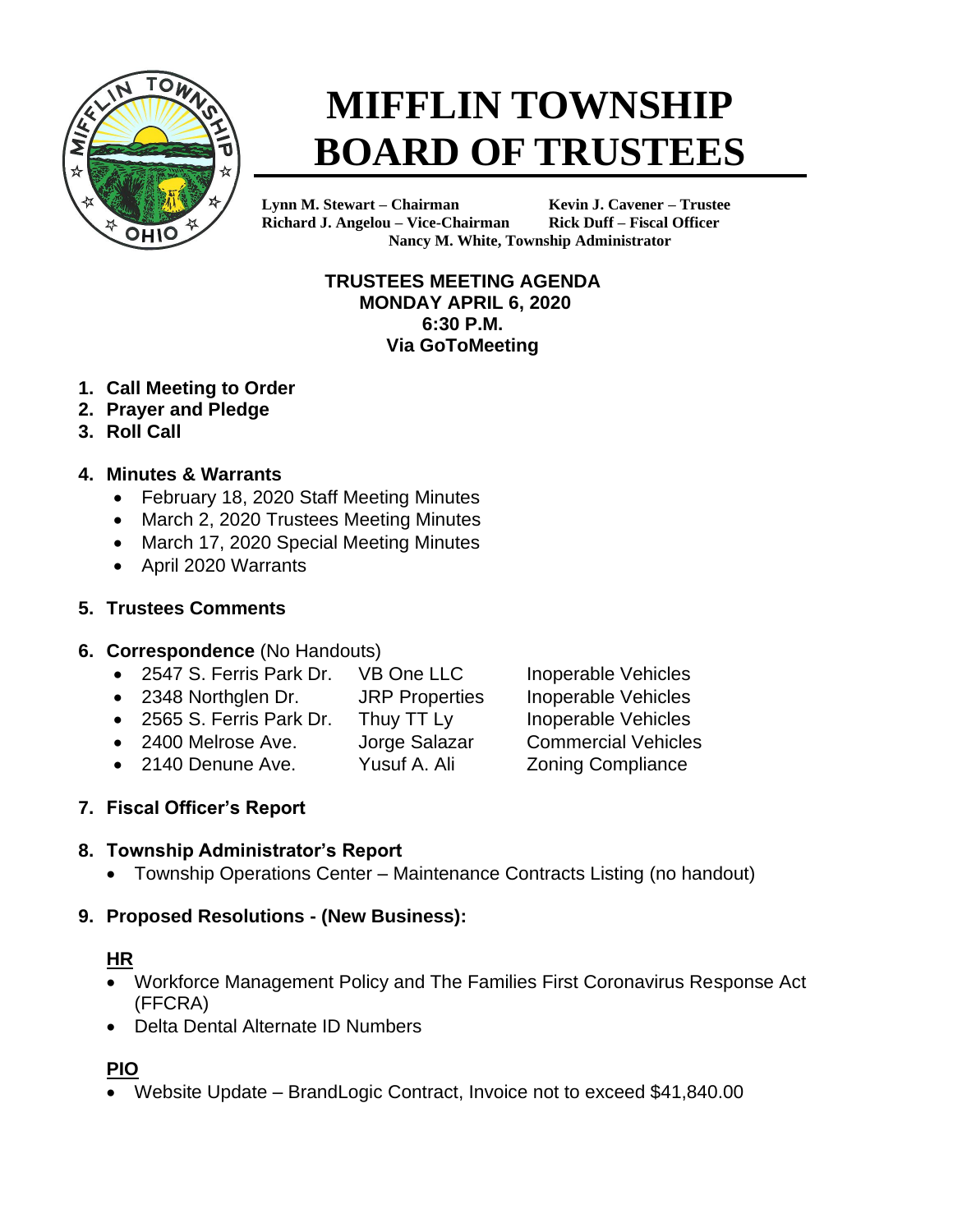# MIFFLIN TOWNSHIP BOARD OF TRUSTEES

**Lynn M. Stewart – Chairman** **Kevin J. Cavener – Trustee**
**Richard J. Angelou – Vice-Chairman** **Rick Duff – Fiscal Officer**
**Nancy M. White, Township Administrator**

**TRUSTEES MEETING AGENDA**
**MONDAY APRIL 6, 2020**
**6:30 P.M.**
**Via GoToMeeting**

1. **Call Meeting to Order**
2. **Prayer and Pledge**
3. **Roll Call**
4. **Minutes & Warrants**
   - February 18, 2020 Staff Meeting Minutes
   - March 2, 2020 Trustees Meeting Minutes
   - March 17, 2020 Special Meeting Minutes
   - April 2020 Warrants
5. **Trustees Comments**
6. **Correspondence** (No Handouts)
   - 2547 S. Ferris Park Dr. VB One LLC Inoperable Vehicles
   - 2348 Northglen Dr. JRP Properties Inoperable Vehicles
   - 2565 S. Ferris Park Dr. Thuy TT Ly Inoperable Vehicles
   - 2400 Melrose Ave. Jorge Salazar Commercial Vehicles
   - 2140 Denune Ave. Yusuf A. Ali Zoning Compliance
7. **Fiscal Officer's Report**
8. **Township Administrator's Report**
   - Township Operations Center – Maintenance Contracts Listing (no handout)
9. **Proposed Resolutions - (New Business):**

   **HR**
   - Workforce Management Policy and The Families First Coronavirus Response Act (FFCRA)
   - Delta Dental Alternate ID Numbers

   **PIO**
   - Website Update – BrandLogic Contract, Invoice not to exceed $41,840.00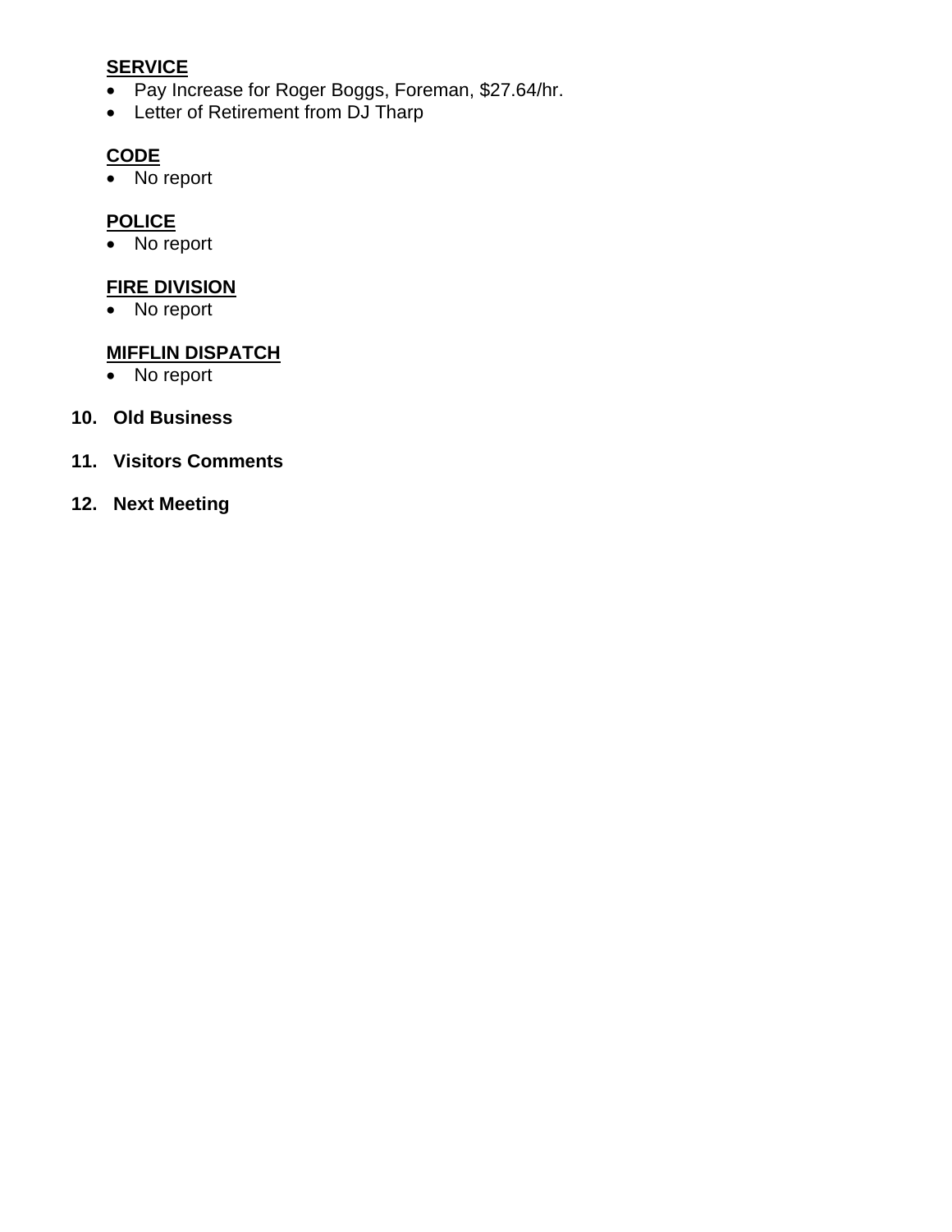**SERVICE**

- Pay Increase for Roger Boggs, Foreman, $27.64/hr.
- Letter of Retirement from DJ Tharp

**CODE**

- No report

**POLICE**

- No report

**FIRE DIVISION**

- No report

**MIFFLIN DISPATCH**

- No report

**10. Old Business**

**11. Visitors Comments**

**12. Next Meeting**